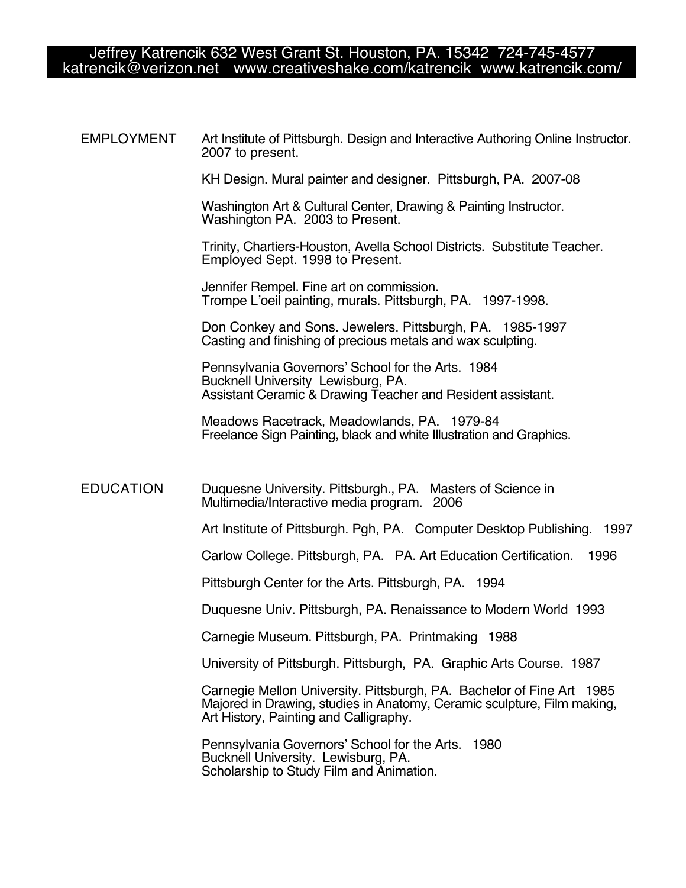Jeffrey Katrencik 632 West Grant St. Houston, PA. 15342 724-745-4577
katrencik@verizon.net www.creativeshake.com/katrencik www.katrencik.com/

## EMPLOYMENT

Art Institute of Pittsburgh. Design and Interactive Authoring Online Instructor.
2007 to present.

KH Design. Mural painter and designer. Pittsburgh, PA. 2007-08

Washington Art & Cultural Center, Drawing & Painting Instructor.
Washington PA. 2003 to Present.

Trinity, Chartiers-Houston, Avella School Districts. Substitute Teacher.
Employed Sept. 1998 to Present.

Jennifer Rempel. Fine art on commission.
Trompe L'oeil painting, murals. Pittsburgh, PA. 1997-1998.

Don Conkey and Sons. Jewelers. Pittsburgh, PA. 1985-1997
Casting and finishing of precious metals and wax sculpting.

Pennsylvania Governors' School for the Arts. 1984
Bucknell University Lewisburg, PA.
Assistant Ceramic & Drawing Teacher and Resident assistant.

Meadows Racetrack, Meadowlands, PA. 1979-84
Freelance Sign Painting, black and white Illustration and Graphics.

## EDUCATION

Duquesne University. Pittsburgh., PA. Masters of Science in
Multimedia/Interactive media program. 2006

Art Institute of Pittsburgh. Pgh, PA. Computer Desktop Publishing. 1997

Carlow College. Pittsburgh, PA. PA. Art Education Certification. 1996

Pittsburgh Center for the Arts. Pittsburgh, PA. 1994

Duquesne Univ. Pittsburgh, PA. Renaissance to Modern World 1993

Carnegie Museum. Pittsburgh, PA. Printmaking 1988

University of Pittsburgh. Pittsburgh, PA. Graphic Arts Course. 1987

Carnegie Mellon University. Pittsburgh, PA. Bachelor of Fine Art 1985
Majored in Drawing, studies in Anatomy, Ceramic sculpture, Film making,
Art History, Painting and Calligraphy.

Pennsylvania Governors' School for the Arts. 1980
Bucknell University. Lewisburg, PA.
Scholarship to Study Film and Animation.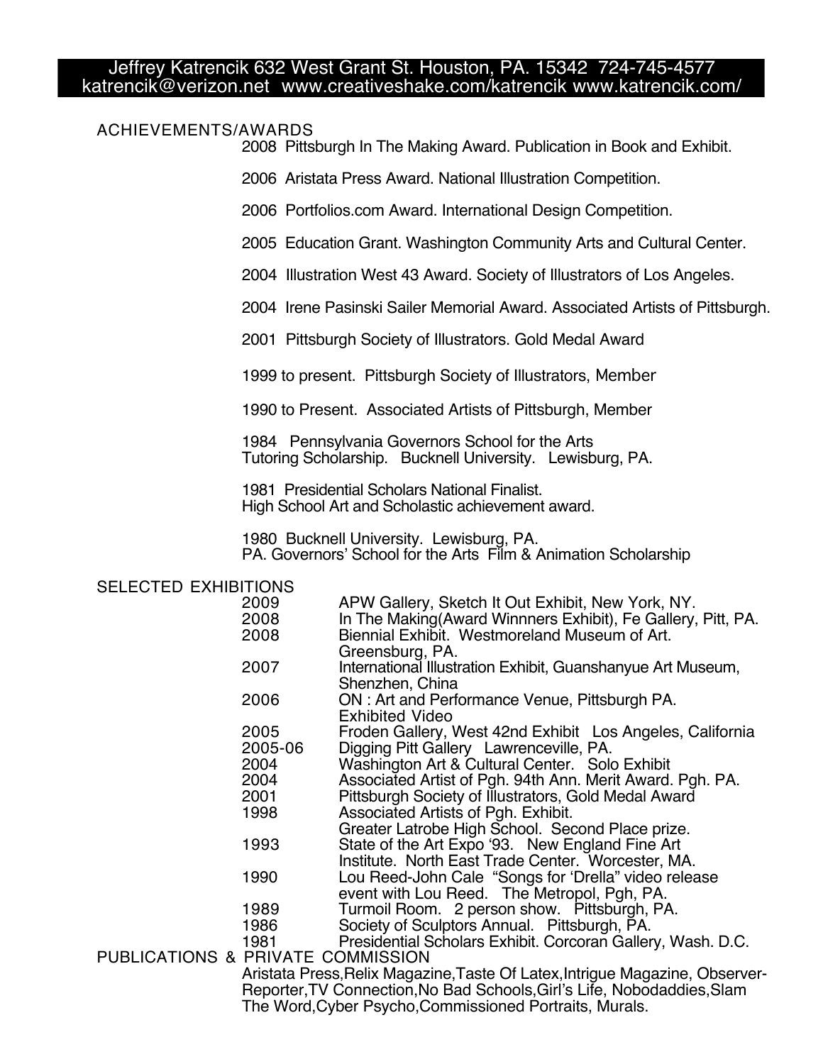Jeffrey Katrencik 632 West Grant St. Houston, PA. 15342 724-745-4577
katrencik@verizon.net www.creativeshake.com/katrencik www.katrencik.com/

## ACHIEVEMENTS/AWARDS

2008 Pittsburgh In The Making Award. Publication in Book and Exhibit.

2006 Aristata Press Award. National Illustration Competition.

2006 Portfolios.com Award. International Design Competition.

2005 Education Grant. Washington Community Arts and Cultural Center.

2004 Illustration West 43 Award. Society of Illustrators of Los Angeles.

2004 Irene Pasinski Sailer Memorial Award. Associated Artists of Pittsburgh.

2001 Pittsburgh Society of Illustrators. Gold Medal Award

1999 to present. Pittsburgh Society of Illustrators, Member

1990 to Present. Associated Artists of Pittsburgh, Member

1984 Pennsylvania Governors School for the Arts
Tutoring Scholarship. Bucknell University. Lewisburg, PA.

1981 Presidential Scholars National Finalist.
High School Art and Scholastic achievement award.

1980 Bucknell University. Lewisburg, PA.
PA. Governors' School for the Arts Film & Animation Scholarship

## SELECTED EXHIBITIONS

| | |
|---|---|
| 2009 | APW Gallery, Sketch It Out Exhibit, New York, NY. |
| 2008 | In The Making(Award Winnners Exhibit), Fe Gallery, Pitt, PA. |
| 2008 | Biennial Exhibit. Westmoreland Museum of Art. Greensburg, PA. |
| 2007 | International Illustration Exhibit, Guanshanyue Art Museum, Shenzhen, China |
| 2006 | ON : Art and Performance Venue, Pittsburgh PA. Exhibited Video |
| 2005 | Froden Gallery, West 42nd Exhibit Los Angeles, California |
| 2005-06 | Digging Pitt Gallery Lawrenceville, PA. |
| 2004 | Washington Art & Cultural Center. Solo Exhibit |
| 2004 | Associated Artist of Pgh. 94th Ann. Merit Award. Pgh. PA. |
| 2001 | Pittsburgh Society of Illustrators, Gold Medal Award |
| 1998 | Associated Artists of Pgh. Exhibit. Greater Latrobe High School. Second Place prize. |
| 1993 | State of the Art Expo '93. New England Fine Art Institute. North East Trade Center. Worcester, MA. |
| 1990 | Lou Reed-John Cale "Songs for 'Drella" video release event with Lou Reed. The Metropol, Pgh, PA. |
| 1989 | Turmoil Room. 2 person show. Pittsburgh, PA. |
| 1986 | Society of Sculptors Annual. Pittsburgh, PA. |
| 1981 | Presidential Scholars Exhibit. Corcoran Gallery, Wash. D.C. |

## PUBLICATIONS & PRIVATE COMMISSION

Aristata Press,Relix Magazine,Taste Of Latex,Intrigue Magazine, Observer-Reporter,TV Connection,No Bad Schools,Girl's Life, Nobodaddies,Slam The Word,Cyber Psycho,Commissioned Portraits, Murals.